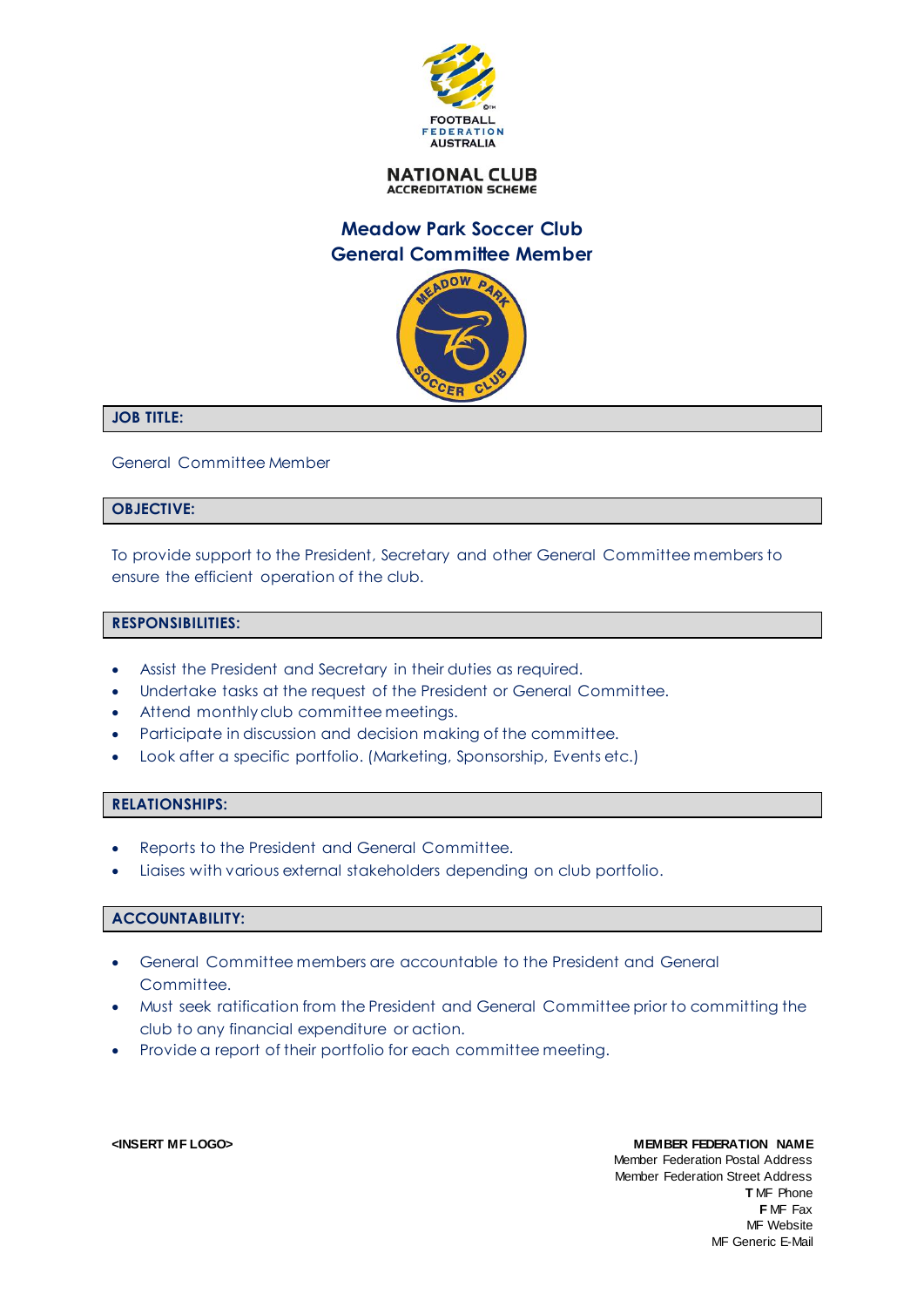FOOTBALL FEDERATION AUSTRALIA

NATIONAL CLUB ACCREDITATION SCHEME

# Meadow Park Soccer Club
# General Committee Member

## JOB TITLE:

General Committee Member

## OBJECTIVE:

To provide support to the President, Secretary and other General Committee members to ensure the efficient operation of the club.

## RESPONSIBILITIES:

- Assist the President and Secretary in their duties as required.
- Undertake tasks at the request of the President or General Committee.
- Attend monthly club committee meetings.
- Participate in discussion and decision making of the committee.
- Look after a specific portfolio. (Marketing, Sponsorship, Events etc.)

## RELATIONSHIPS:

- Reports to the President and General Committee.
- Liaises with various external stakeholders depending on club portfolio.

## ACCOUNTABILITY:

- General Committee members are accountable to the President and General Committee.
- Must seek ratification from the President and General Committee prior to committing the club to any financial expenditure or action.
- Provide a report of their portfolio for each committee meeting.

**<INSERT MF LOGO>**

**MEMBER FEDERATION NAME**
Member Federation Postal Address
Member Federation Street Address
**T** MF Phone
**F** MF Fax
MF Website
MF Generic E-Mail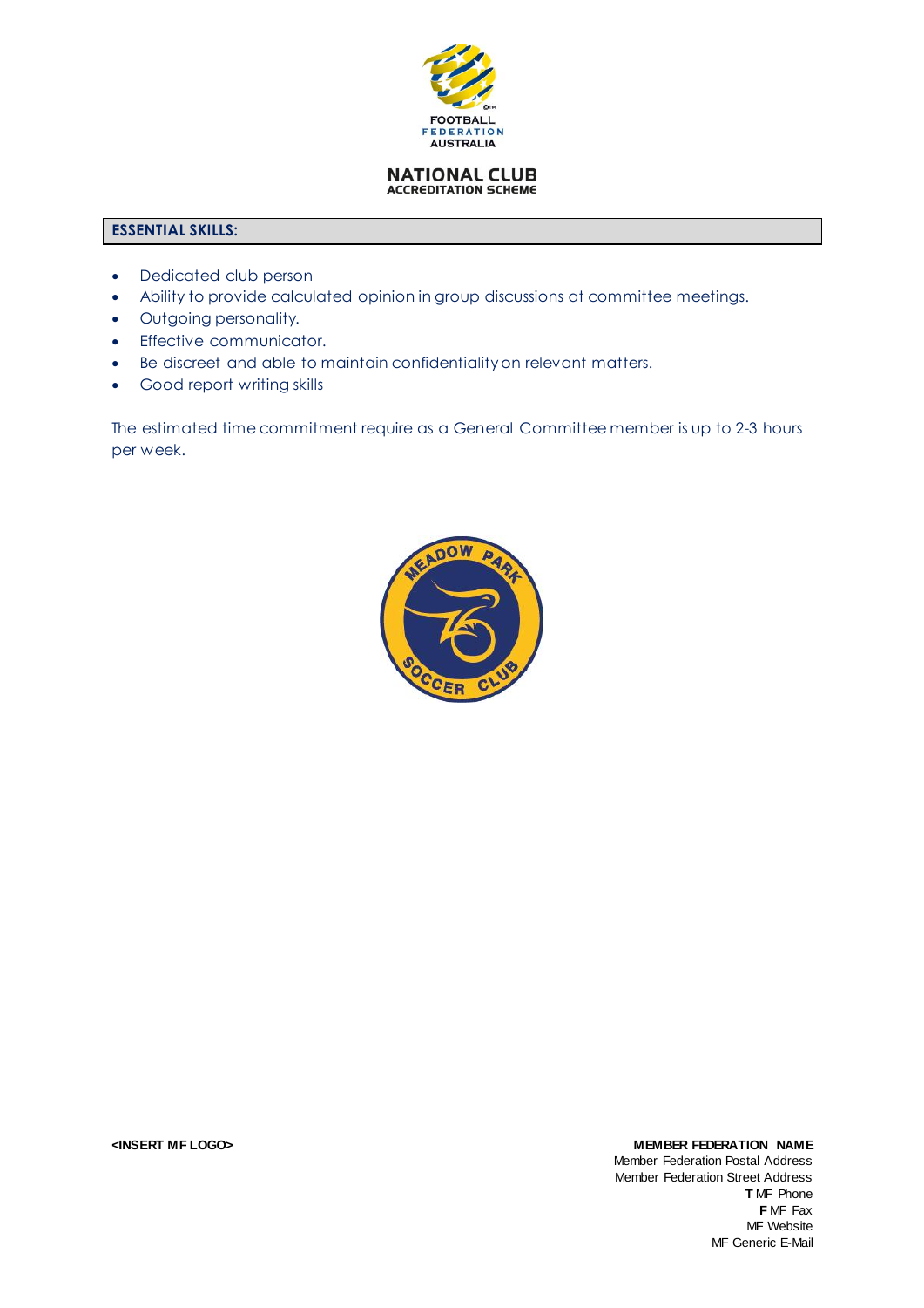## ESSENTIAL SKILLS:

- Dedicated club person
- Ability to provide calculated opinion in group discussions at committee meetings.
- Outgoing personality.
- Effective communicator.
- Be discreet and able to maintain confidentiality on relevant matters.
- Good report writing skills

The estimated time commitment require as a General Committee member is up to 2-3 hours per week.